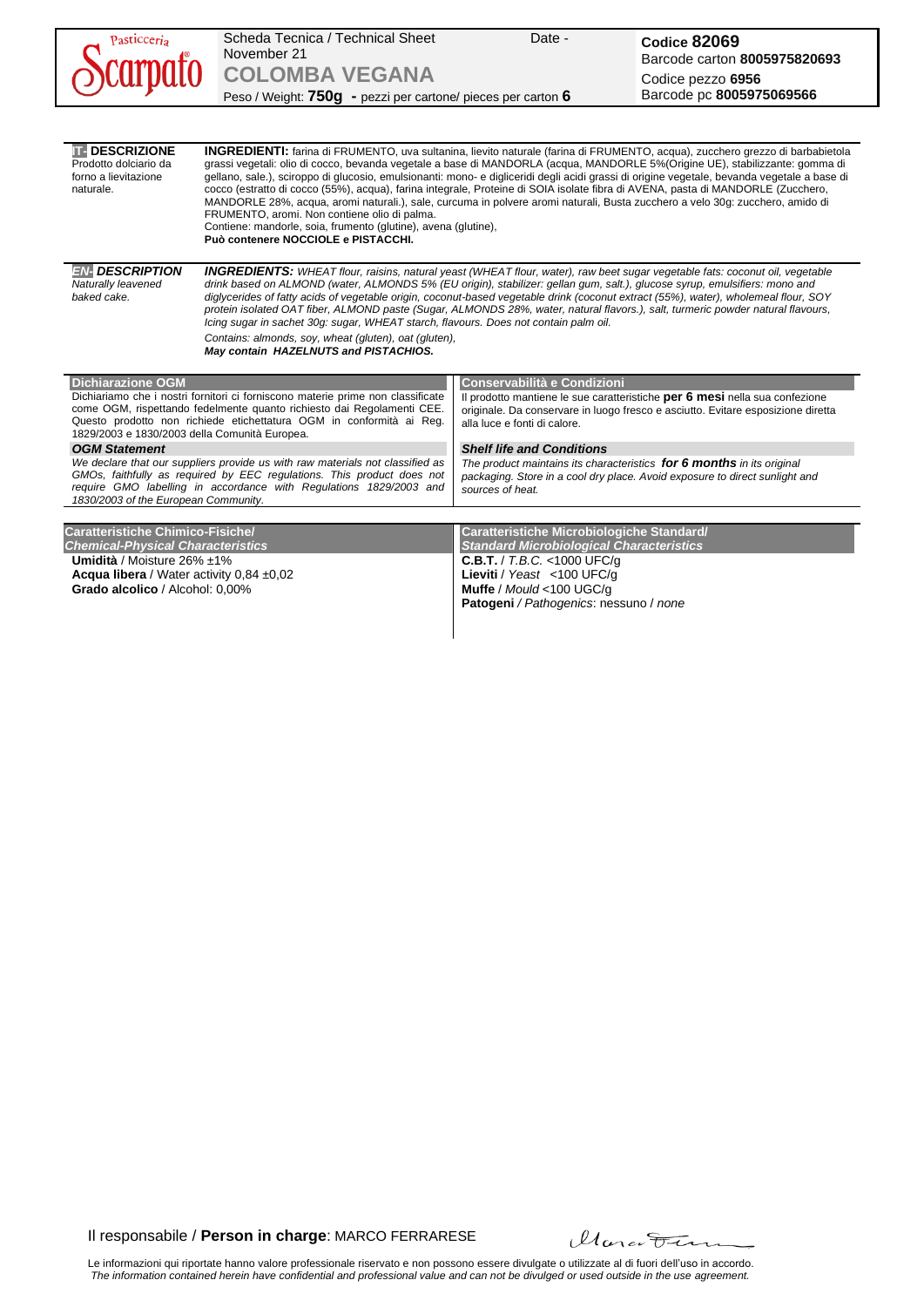**Pasticceria Scarpato**

Scheda Tecnica / Technical Sheet — Date - November 21

# COLOMBA VEGANA

Peso / Weight: **750g** - pezzi per cartone/ pieces per carton **6**

**Codice 82069**
Barcode carton **8005975820693**
Codice pezzo **6956**
Barcode pc **8005975069566**

---

**IT- DESCRIZIONE**
Prodotto dolciario da forno a lievitazione naturale.

**INGREDIENTI:** farina di FRUMENTO, uva sultanina, lievito naturale (farina di FRUMENTO, acqua), zucchero grezzo di barbabietola grassi vegetali: olio di cocco, bevanda vegetale a base di MANDORLA (acqua, MANDORLE 5%(Origine UE), stabilizzante: gomma di gellano, sale.), sciroppo di glucosio, emulsionanti: mono- e digliceridi degli acidi grassi di origine vegetale, bevanda vegetale a base di cocco (estratto di cocco (55%), acqua), farina integrale, Proteine di SOIA isolate fibra di AVENA, pasta di MANDORLE (Zucchero, MANDORLE 28%, acqua, aromi naturali.), sale, curcuma in polvere aromi naturali, Busta zucchero a velo 30g: zucchero, amido di FRUMENTO, aromi. Non contiene olio di palma.
Contiene: mandorle, soia, frumento (glutine), avena (glutine),
**Può contenere NOCCIOLE e PISTACCHI.**

***EN- DESCRIPTION***
*Naturally leavened baked cake.*

***INGREDIENTS:*** *WHEAT flour, raisins, natural yeast (WHEAT flour, water), raw beet sugar vegetable fats: coconut oil, vegetable drink based on ALMOND (water, ALMONDS 5% (EU origin), stabilizer: gellan gum, salt.), glucose syrup, emulsifiers: mono and diglycerides of fatty acids of vegetable origin, coconut-based vegetable drink (coconut extract (55%), water), wholemeal flour, SOY protein isolated OAT fiber, ALMOND paste (Sugar, ALMONDS 28%, water, natural flavors.), salt, turmeric powder natural flavours, Icing sugar in sachet 30g: sugar, WHEAT starch, flavours. Does not contain palm oil.*
*Contains: almonds, soy, wheat (gluten), oat (gluten),*
***May contain HAZELNUTS and PISTACHIOS.***

---

**Dichiarazione OGM**
Dichiariamo che i nostri fornitori ci forniscono materie prime non classificate come OGM, rispettando fedelmente quanto richiesto dai Regolamenti CEE. Questo prodotto non richiede etichettatura OGM in conformità ai Reg. 1829/2003 e 1830/2003 della Comunità Europea.

***OGM Statement***
*We declare that our suppliers provide us with raw materials not classified as GMOs, faithfully as required by EEC regulations. This product does not require GMO labelling in accordance with Regulations 1829/2003 and 1830/2003 of the European Community.*

**Conservabilità e Condizioni**
Il prodotto mantiene le sue caratteristiche **per 6 mesi** nella sua confezione originale. Da conservare in luogo fresco e asciutto. Evitare esposizione diretta alla luce e fonti di calore.

***Shelf life and Conditions***
*The product maintains its characteristics **for 6 months** in its original packaging. Store in a cool dry place. Avoid exposure to direct sunlight and sources of heat.*

---

**Caratteristiche Chimico-Fisiche/ *Chemical-Physical Characteristics***
**Umidità** / Moisture 26% ±1%
**Acqua libera** / Water activity 0,84 ±0,02
**Grado alcolico** / Alcohol: 0,00%

**Caratteristiche Microbiologiche Standard/ *Standard Microbiological Characteristics***
**C.B.T.** / *T.B.C.* <1000 UFC/g
**Lieviti** / *Yeast* <100 UFC/g
**Muffe** / *Mould* <100 UGC/g
**Patogeni** / *Pathogenics*: nessuno / *none*

---

Il responsabile / **Person in charge**: MARCO FERRARESE

Le informazioni qui riportate hanno valore professionale riservato e non possono essere divulgate o utilizzate al di fuori dell'uso in accordo.
*The information contained herein have confidential and professional value and can not be divulged or used outside in the use agreement.*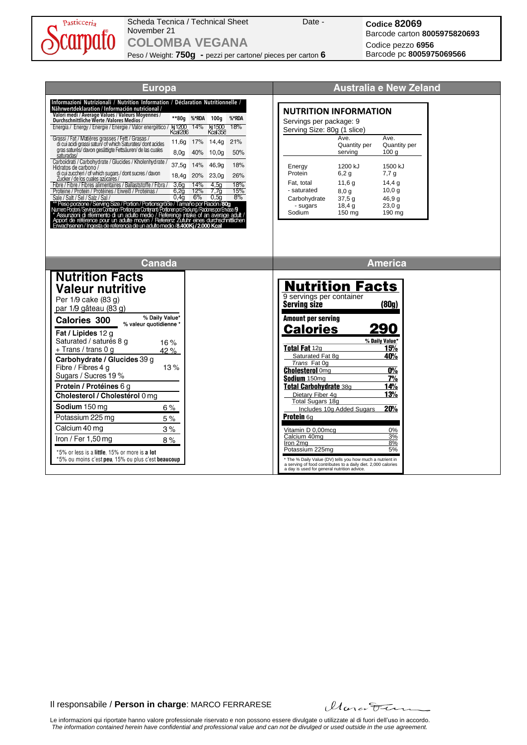Pasticceria Scarpato

Scheda Tecnica / Technical Sheet November 21 — Date -

**COLOMBA VEGANA**

Peso / Weight: **750g** - pezzi per cartone/ pieces per carton **6**

**Codice 82069**
Barcode carton **8005975820693**
Codice pezzo **6956**
Barcode pc **8005975069566**

## Europa

**Informazioni Nutrizionali / Nutrition Information / Déclaration Nutritionnelle / Nährwertdeklaration / Información nutricional /**

| Valori medi / Average Values / Valeurs Moyennes / Durchschnittliche Werte /Valores Medios / | **80g | %*RDA | 100g | %*RDA |
|---|---|---|---|---|
| Energia / Energy / Energie / Energie / Valor energético / | kj 1200 Kcal 286 | 14% | kj 1500 Kcal 358 | 18% |
| Grassi / Fat / Matières grasses / Fett / Grasas / | 11,6g | 17% | 14,4g | 21% |
| di cui acidi grassi saturi/ of which Saturates/ dont acides gras saturés/ davon gesättigte Fettsäuren/ de las cuales saturadas/ | 8,0g | 40% | 10,0g | 50% |
| Carboidrati / Carbohydrate / Glucides / Kholenhydrate / Hidratos de carbono / | 37,5g | 14% | 46,9g | 18% |
| di cui zuccheri / of which sugars / dont sucres / davon Zucker / de los cuales azúcares / | 18,4g | 20% | 23,0g | 26% |
| Fibre / Fibre / Fibres alimentaires / Ballaststoffe / Fibra / | 3,6g | 14% | 4,5g | 18% |
| Proteine / Protein / Protéines / Eiweiß / Proteínas / | 6,2g | 12% | 7,7g | 15% |
| Sale / Salt / Sel / Salz / Sal / | 0,4g | 6% | 0,5g | 8% |

** Peso porzione / Serving Size / Portion / Portionsgröße / Tamaño por Ración /**80g**
Numero Porzioni / Servings per Container / Portions par Contenant / Portionen pro Packung / Raciones por Envase /**9**
* Assunzioni di riferimento di un adulto medio / Reference intake of an average adult / Apport de référence pour un adulte moyen / Referenz Zufuhr eines durchschnittlichen Erwachsenen / Ingesta de referencia de un adulto medio /**8.400Kj / 2.000 Kcal**

## Australia e New Zeland

**NUTRITION INFORMATION**

Servings per package: 9
Serving Size: 80g (1 slice)

| | Ave. Quantity per serving | Ave. Quantity per 100 g |
|---|---|---|
| Energy | 1200 kJ | 1500 kJ |
| Protein | 6,2 g | 7,7 g |
| Fat, total | 11,6 g | 14,4 g |
| - saturated | 8,0 g | 10,0 g |
| Carbohydrate | 37,5 g | 46,9 g |
| - sugars | 18,4 g | 23,0 g |
| Sodium | 150 mg | 190 mg |

## Canada

**Nutrition Facts**
**Valeur nutritive**

Per 1/9 cake (83 g)
par 1/9 gâteau (83 g)

| **Calories 300** | % Daily Value* / % valeur quotidienne * |
|---|---|
| **Fat / Lipides** 12 g | |
| Saturated / saturés 8 g | 16 % |
| + Trans / trans 0 g | 42 % |
| **Carbohydrate / Glucides** 39 g | |
| Fibre / Fibres 4 g | 13 % |
| Sugars / Sucres 19 % | |
| **Protein / Protéines** 6 g | |
| **Cholesterol / Cholestérol** 0 mg | |
| **Sodium** 150 mg | 6 % |
| Potassium 225 mg | 5 % |
| Calcium 40 mg | 3 % |
| Iron / Fer 1,50 mg | 8 % |

*5% or less is a **little**, 15% or more is **a lot**
*5% ou moins c'est **peu**, 15% ou plus c'est **beaucoup**

## America

**Nutrition Facts**

9 servings per container
**Serving size (80g)**

**Amount per serving**
**Calories 290**

| | % Daily Value* |
|---|---|
| **Total Fat** 12g | **15%** |
| Saturated Fat 8g | **40%** |
| *Trans* Fat 0g | |
| **Cholesterol** 0mg | **0%** |
| **Sodium** 150mg | **7%** |
| **Total Carbohydrate** 38g | **14%** |
| Dietary Fiber 4g | **13%** |
| Total Sugars 18g | |
| Includes 10g Added Sugars | **20%** |
| **Protein** 6g | |
| Vitamin D 0,00mcg | 0% |
| Calcium 40mg | 3% |
| Iron 2mg | 8% |
| Potassium 225mg | 5% |

* The % Daily Value (DV) tells you how much a nutrient in a serving of food contributes to a daily diet. 2,000 calories a day is used for general nutrition advice.

Il responsabile / **Person in charge**: MARCO FERRARESE

Le informazioni qui riportate hanno valore professionale riservato e non possono essere divulgate o utilizzate al di fuori dell'uso in accordo.
*The information contained herein have confidential and professional value and can not be divulged or used outside in the use agreement.*